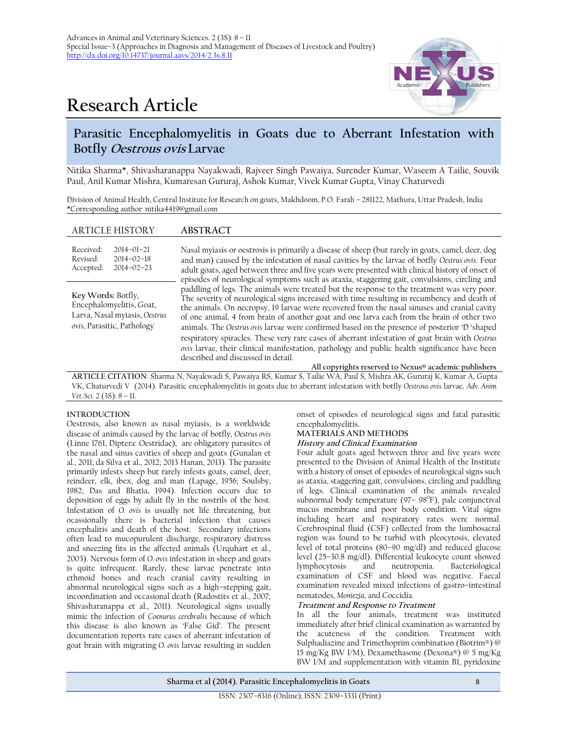# Research Article

## Parasitic Encephalomyelitis in Goats due to Aberrant Infestation with Botfly *Oestrous ovis* Larvae

Nitika Sharma*, Shivasharanappa Nayakwadi, Rajveer Singh Pawaiya, Surender Kumar, Waseem A Tailie, Souvik Paul, Anil Kumar Mishra, Kumaresan Gururaj, Ashok Kumar, Vivek Kumar Gupta, Vinay Chaturvedi

Division of Animal Health, Central Institute for Research on goats, Makhdoom, P.O. Farah – 281122, Mathura, Uttar Pradesh, India
*Corresponding author: nitika4419@gmail.com

**ARTICLE HISTORY**

Received: 2014–01–21
Revised: 2014–02–18
Accepted: 2014–02–23

**Key Words:** Botfly, Encephalomyelitis, Goat, Larva, Nasal myiasis, *Oestrus ovis*, Parasitic, Pathology

**ABSTRACT**

Nasal myiasis or oestrosis is primarily a disease of sheep (but rarely in goats, camel, deer, dog and man) caused by the infestation of nasal cavities by the larvae of botfly *Oestrus ovis*. Four adult goats, aged between three and five years were presented with clinical history of onset of episodes of neurological symptoms such as ataxia, staggering gait, convulsions, circling and paddling of legs. The animals were treated but the response to the treatment was very poor. The severity of neurological signs increased with time resulting in recumbency and death of the animals. On necropsy, 19 larvae were recovered from the nasal sinuses and cranial cavity of one animal, 4 from brain of another goat and one larva each from the brain of other two animals. The *Oestrus ovis* larvae were confirmed based on the presence of posterior 'D 'shaped respiratory spiracles. These very rare cases of aberrant infestation of goat brain with *Oestrus ovis* larvae, their clinical manifestation, pathology and public health significance have been described and discussed in detail.

All copyrights reserved to Nexus® academic publishers

**ARTICLE CITATION**: Sharma N, Nayakwadi S, Pawaiya RS, Kumar S, Tailie WA, Paul S, Mishra AK, Gururaj K, Kumar A, Gupta VK, Chaturvedi V (2014). Parasitic encephalomyelitis in goats due to aberrant infestation with botfly *Oestrous ovis* larvae. *Adv. Anim. Vet. Sci.* 2 (3S): 8 – 11.

## INTRODUCTION

Oestrosis, also known as nasal myiasis, is a worldwide disease of animals caused by the larvae of botfly, *Oestrus ovis* (Linne 1761, Diptera: Oestridae), are obligatory parasites of the nasal and sinus cavities of sheep and goats (Gunalan et al., 2011; da Silva et al., 2012; 2013 Hanan, 2013). The parasite primarily infests sheep but rarely infests goats, camel, deer, reindeer, elk, ibex, dog and man (Lapage, 1956; Soulsby, 1982; Das and Bhatia, 1994). Infection occurs due to deposition of eggs by adult fly in the nostrils of the host. Infestation of *O. ovis* is usually not life threatening, but ocassionally there is bacterial infection that causes encephalitis and death of the host. Secondary infections often lead to mucopurulent discharge, respiratory distress and sneezing fits in the affected animals (Urquhart et al., 2003). Nervous form of *O. ovis* infestation in sheep and goats is quite infrequent. Rarely, these larvae penetrate into ethmoid bones and reach cranial cavity resulting in abnormal neurological signs such as a high–stepping gait, incoordination and occasional death (Radostits et al., 2007; Shivasharanappa et al., 2011). Neurological signs usually mimic the infection of *Coenurus cerebralis* because of which this disease is also known as 'False Gid'. The present documentation reports rare cases of aberrant infestation of goat brain with migrating *O. ovis* larvae resulting in sudden onset of episodes of neurological signs and fatal parasitic encephalomyelitis.

## MATERIALS AND METHODS

### *History and Clinical Examination*

Four adult goats aged between three and five years were presented to the Division of Animal Health of the Institute with a history of onset of episodes of neurological signs such as ataxia, staggering gait, convulsions, circling and paddling of legs. Clinical examination of the animals revealed subnormal body temperature (97– 98°F), pale conjunctival mucus membrane and poor body condition. Vital signs including heart and respiratory rates were normal. Cerebrospinal fluid (CSF) collected from the lumbosacral region was found to be turbid with pleocytosis, elevated level of total proteins (80–90 mg/dl) and reduced glucose level (25–30.8 mg/dl). Differential leukocyte count showed lymphocytosis and neutropenia. Bacteriological examination of CSF and blood was negative. Faecal examination revealed mixed infections of gastro–intestinal nematodes, *Moniezia*, and Coccidia.

### *Treatment and Response to Treatment*

In all the four animals, treatment was instituted immediately after brief clinical examination as warranted by the acuteness of the condition. Treatment with Sulphadiazine and Trimethoprim combination (Biotrim®) @ 15 mg/Kg BW I/M), Dexamethasone (Dexona®) @ 5 mg/Kg BW I/M and supplementation with vitamin B1, pyridoxine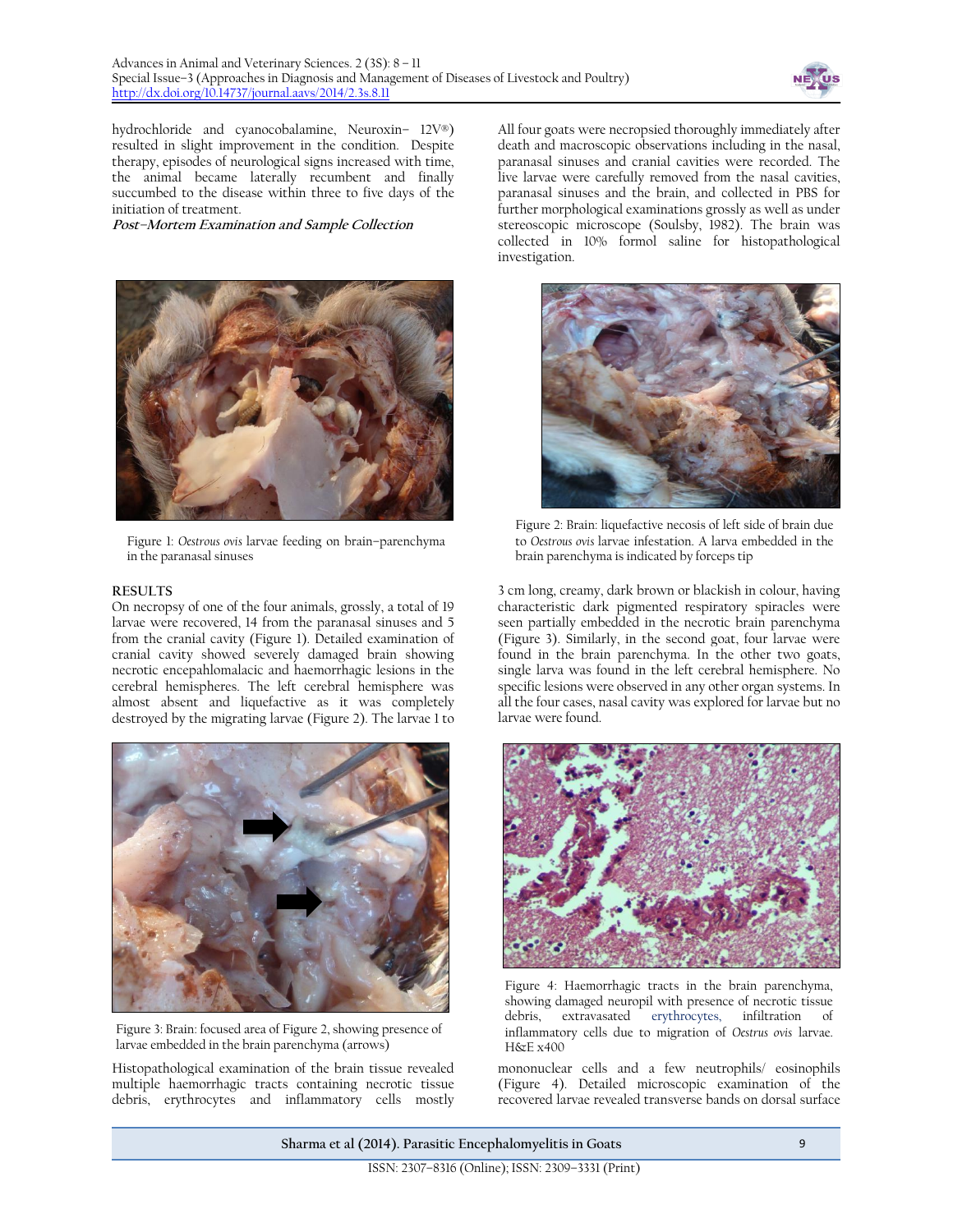hydrochloride and cyanocobalamine, Neuroxin– 12V®) resulted in slight improvement in the condition. Despite therapy, episodes of neurological signs increased with time, the animal became laterally recumbent and finally succumbed to the disease within three to five days of the initiation of treatment.

***Post–Mortem Examination and Sample Collection***

All four goats were necropsied thoroughly immediately after death and macroscopic observations including in the nasal, paranasal sinuses and cranial cavities were recorded. The live larvae were carefully removed from the nasal cavities, paranasal sinuses and the brain, and collected in PBS for further morphological examinations grossly as well as under stereoscopic microscope (Soulsby, 1982). The brain was collected in 10% formol saline for histopathological investigation.

Figure 1: *Oestrous ovis* larvae feeding on brain–parenchyma in the paranasal sinuses

Figure 2: Brain: liquefactive necosis of left side of brain due to *Oestrous ovis* larvae infestation. A larva embedded in the brain parenchyma is indicated by forceps tip

## RESULTS

On necropsy of one of the four animals, grossly, a total of 19 larvae were recovered, 14 from the paranasal sinuses and 5 from the cranial cavity (Figure 1). Detailed examination of cranial cavity showed severely damaged brain showing necrotic encepahlomalacic and haemorrhagic lesions in the cerebral hemispheres. The left cerebral hemisphere was almost absent and liquefactive as it was completely destroyed by the migrating larvae (Figure 2). The larvae 1 to 3 cm long, creamy, dark brown or blackish in colour, having characteristic dark pigmented respiratory spiracles were seen partially embedded in the necrotic brain parenchyma (Figure 3). Similarly, in the second goat, four larvae were found in the brain parenchyma. In the other two goats, single larva was found in the left cerebral hemisphere. No specific lesions were observed in any other organ systems. In all the four cases, nasal cavity was explored for larvae but no larvae were found.

Figure 3: Brain: focused area of Figure 2, showing presence of larvae embedded in the brain parenchyma (arrows)

Figure 4: Haemorrhagic tracts in the brain parenchyma, showing damaged neuropil with presence of necrotic tissue debris, extravasated erythrocytes, infiltration of inflammatory cells due to migration of *Oestrus ovis* larvae. H&E x400

Histopathological examination of the brain tissue revealed multiple haemorrhagic tracts containing necrotic tissue debris, erythrocytes and inflammatory cells mostly mononuclear cells and a few neutrophils/ eosinophils (Figure 4). Detailed microscopic examination of the recovered larvae revealed transverse bands on dorsal surface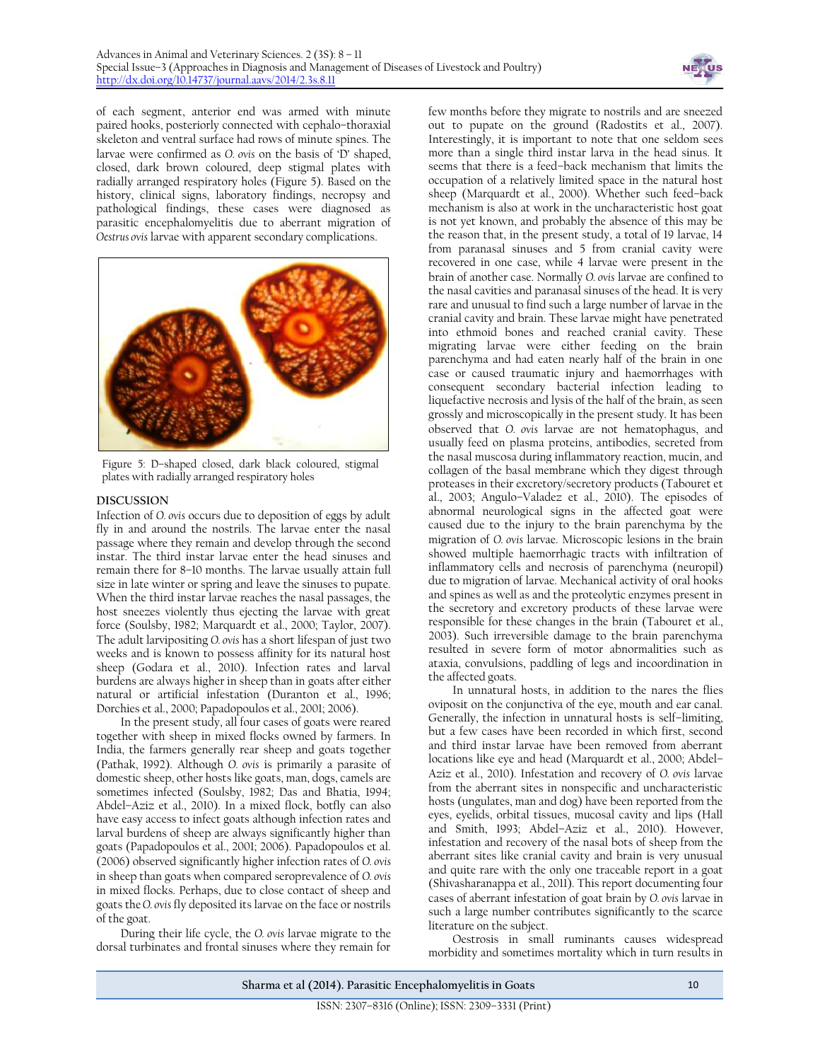of each segment, anterior end was armed with minute paired hooks, posteriorly connected with cephalo–thoraxial skeleton and ventral surface had rows of minute spines. The larvae were confirmed as *O. ovis* on the basis of 'D' shaped, closed, dark brown coloured, deep stigmal plates with radially arranged respiratory holes (Figure 5). Based on the history, clinical signs, laboratory findings, necropsy and pathological findings, these cases were diagnosed as parasitic encephalomyelitis due to aberrant migration of *Oestrus ovis* larvae with apparent secondary complications.

Figure 5: D–shaped closed, dark black coloured, stigmal plates with radially arranged respiratory holes

## DISCUSSION

Infection of *O. ovis* occurs due to deposition of eggs by adult fly in and around the nostrils. The larvae enter the nasal passage where they remain and develop through the second instar. The third instar larvae enter the head sinuses and remain there for 8–10 months. The larvae usually attain full size in late winter or spring and leave the sinuses to pupate. When the third instar larvae reaches the nasal passages, the host sneezes violently thus ejecting the larvae with great force (Soulsby, 1982; Marquardt et al., 2000; Taylor, 2007). The adult larvipositing *O. ovis* has a short lifespan of just two weeks and is known to possess affinity for its natural host sheep (Godara et al., 2010). Infection rates and larval burdens are always higher in sheep than in goats after either natural or artificial infestation (Duranton et al., 1996; Dorchies et al., 2000; Papadopoulos et al., 2001; 2006).

In the present study, all four cases of goats were reared together with sheep in mixed flocks owned by farmers. In India, the farmers generally rear sheep and goats together (Pathak, 1992). Although *O. ovis* is primarily a parasite of domestic sheep, other hosts like goats, man, dogs, camels are sometimes infected (Soulsby, 1982; Das and Bhatia, 1994; Abdel–Aziz et al., 2010). In a mixed flock, botfly can also have easy access to infect goats although infection rates and larval burdens of sheep are always significantly higher than goats (Papadopoulos et al., 2001; 2006). Papadopoulos et al. (2006) observed significantly higher infection rates of *O. ovis* in sheep than goats when compared seroprevalence of *O. ovis* in mixed flocks. Perhaps, due to close contact of sheep and goats the *O. ovis* fly deposited its larvae on the face or nostrils of the goat.

During their life cycle, the *O. ovis* larvae migrate to the dorsal turbinates and frontal sinuses where they remain for few months before they migrate to nostrils and are sneezed out to pupate on the ground (Radostits et al., 2007). Interestingly, it is important to note that one seldom sees more than a single third instar larva in the head sinus. It seems that there is a feed–back mechanism that limits the occupation of a relatively limited space in the natural host sheep (Marquardt et al., 2000). Whether such feed–back mechanism is also at work in the uncharacteristic host goat is not yet known, and probably the absence of this may be the reason that, in the present study, a total of 19 larvae, 14 from paranasal sinuses and 5 from cranial cavity were recovered in one case, while 4 larvae were present in the brain of another case. Normally *O. ovis* larvae are confined to the nasal cavities and paranasal sinuses of the head. It is very rare and unusual to find such a large number of larvae in the cranial cavity and brain. These larvae might have penetrated into ethmoid bones and reached cranial cavity. These migrating larvae were either feeding on the brain parenchyma and had eaten nearly half of the brain in one case or caused traumatic injury and haemorrhages with consequent secondary bacterial infection leading to liquefactive necrosis and lysis of the half of the brain, as seen grossly and microscopically in the present study. It has been observed that *O. ovis* larvae are not hematophagus, and usually feed on plasma proteins, antibodies, secreted from the nasal muscosa during inflammatory reaction, mucin, and collagen of the basal membrane which they digest through proteases in their excretory/secretory products (Tabouret et al., 2003; Angulo–Valadez et al., 2010). The episodes of abnormal neurological signs in the affected goat were caused due to the injury to the brain parenchyma by the migration of *O. ovis* larvae. Microscopic lesions in the brain showed multiple haemorrhagic tracts with infiltration of inflammatory cells and necrosis of parenchyma (neuropil) due to migration of larvae. Mechanical activity of oral hooks and spines as well as and the proteolytic enzymes present in the secretory and excretory products of these larvae were responsible for these changes in the brain (Tabouret et al., 2003). Such irreversible damage to the brain parenchyma resulted in severe form of motor abnormalities such as ataxia, convulsions, paddling of legs and incoordination in the affected goats.

In unnatural hosts, in addition to the nares the flies oviposit on the conjunctiva of the eye, mouth and ear canal. Generally, the infection in unnatural hosts is self–limiting, but a few cases have been recorded in which first, second and third instar larvae have been removed from aberrant locations like eye and head (Marquardt et al., 2000; Abdel–Aziz et al., 2010). Infestation and recovery of *O. ovis* larvae from the aberrant sites in nonspecific and uncharacteristic hosts (ungulates, man and dog) have been reported from the eyes, eyelids, orbital tissues, mucosal cavity and lips (Hall and Smith, 1993; Abdel–Aziz et al., 2010). However, infestation and recovery of the nasal bots of sheep from the aberrant sites like cranial cavity and brain is very unusual and quite rare with the only one traceable report in a goat (Shivasharanappa et al., 2011). This report documenting four cases of aberrant infestation of goat brain by *O. ovis* larvae in such a large number contributes significantly to the scarce literature on the subject.

Oestrosis in small ruminants causes widespread morbidity and sometimes mortality which in turn results in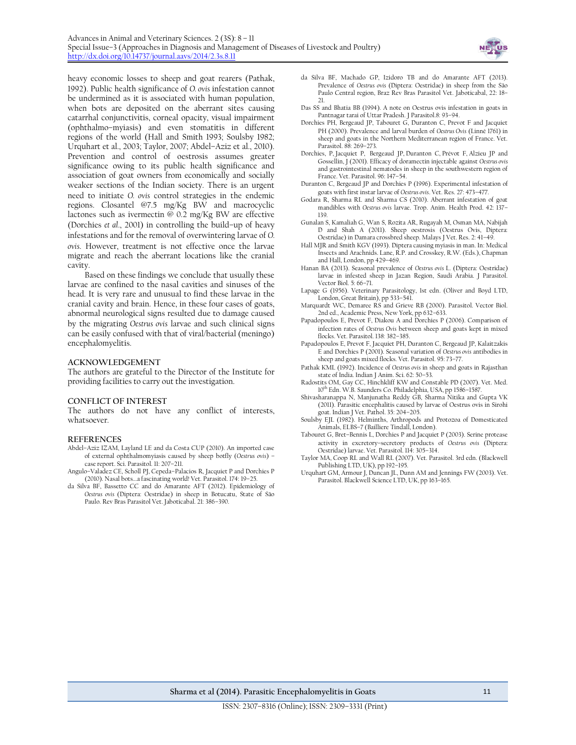heavy economic losses to sheep and goat rearers (Pathak, 1992). Public health significance of *O. ovis* infestation cannot be undermined as it is associated with human population, when bots are deposited on the aberrant sites causing catarrhal conjunctivitis, corneal opacity, visual impairment (ophthalmo–myiasis) and even stomatitis in different regions of the world (Hall and Smith 1993; Soulsby 1982; Urquhart et al., 2003; Taylor, 2007; Abdel–Aziz et al., 2010). Prevention and control of oestrosis assumes greater significance owing to its public health significance and association of goat owners from economically and socially weaker sections of the Indian society. There is an urgent need to initiate *O. ovis* control strategies in the endemic regions. Closantel @7.5 mg/Kg BW and macrocyclic lactones such as ivermectin @ 0.2 mg/Kg BW are effective (Dorchies *et al*., 2001) in controlling the build–up of heavy infestations and for the removal of overwintering larvae of *O. ovis*. However, treatment is not effective once the larvae migrate and reach the aberrant locations like the cranial cavity.

Based on these findings we conclude that usually these larvae are confined to the nasal cavities and sinuses of the head. It is very rare and unusual to find these larvae in the cranial cavity and brain. Hence, in these four cases of goats, abnormal neurological signs resulted due to damage caused by the migrating *Oestrus ovis* larvae and such clinical signs can be easily confused with that of viral/bacterial (meningo) encephalomyelitis.

## ACKNOWLEDGEMENT

The authors are grateful to the Director of the Institute for providing facilities to carry out the investigation.

## CONFLICT OF INTEREST

The authors do not have any conflict of interests, whatsoever.

## REFERENCES

Abdel–Aziz IZAM, Layland LE and da Costa CUP (2010). An imported case of external ophthalmomyiasis caused by sheep botfly (*Oestrus ovis*) – case report. Sci. Parasitol. 11: 207–211.

Angulo–Valadez CE, Scholl PJ, Cepeda–Palacios R, Jacquiet P and Dorchies P (2010). Nasal bots...a fascinating world! Vet. Parasitol. 174: 19–25.

da Silva BF, Bassetto CC and do Amarante AFT (2012). Epidemiology of *Oestrus ovis* (Diptera: Oestridae) in sheep in Botucatu, State of São Paulo. Rev Bras Parasitol Vet. Jaboticabal. 21: 386–390.

da Silva BF, Machado GP, Izidoro TB and do Amarante AFT (2013). Prevalence of *Oestrus ovis* (Diptera: Oestridae) in sheep from the São Paulo Central region, Braz Rev Bras Parasitol Vet. Jaboticabal, 22: 18–21.

Das SS and Bhatia BB (1994). A note on Oestrus ovis infestation in goats in Pantnagar tarai of Uttar Pradesh. J Parasitol.8: 93–94.

Dorchies PH, Bergeaud JP, Tabouret G, Duranton C, Prevot F and Jacquiet PH (2000). Prevalence and larval burden of *Oestrus Ovis* (Linné 1761) in sheep and goats in the Northern Mediterranean region of France. Vet. Parasitol. 88: 269–273.

Dorchies, P, Jacquiet P, Bergeaud JP, Duranton C, Prévot F, Alzieu JP and Gossellin, J (2001). Efficacy of doramectin injectable against *Oestrus ovis* and gastrointestinal nematodes in sheep in the southwestern region of France. Vet. Parasitol. 96: 147–54.

Duranton C, Bergeaud JP and Dorchies P (1996). Experimental infestation of goats with first instar larvae of *Oestrus ovis*. Vet. Res. 27: 473–477.

Godara R, Sharma RL and Sharma CS (2010). Aberrant infestation of goat mandibles with *Oestrus ovis* larvae. Trop. Anim. Health Prod. 42: 137–139.

Gunalan S, Kamaliah G, Wan S, Rozita AR, Rugayah M, Osman MA, Nabijah D and Shah A (2011). Sheep oestrosis (Oestrus Ovis, Diptera: Oestridae) in Damara crossbred sheep. Malays J Vet. Res. 2: 41–49.

Hall MJR and Smith KGV (1993). Diptera causing myiasis in man. In: Medical Insects and Arachnids. Lane, R.P. and Crosskey, R.W. (Eds.), Chapman and Hall, London, pp 429–469.

Hanan BA (2013). Seasonal prevalence of *Oestrus ovis* L. (Diptera: Oestridae) larvae in infested sheep in Jazan Region, Saudi Arabia. J Parasitol. Vector Biol. 5: 66–71.

Lapage G (1956). Veterinary Parasitology, 1st edn. (Oliver and Boyd LTD, London, Great Britain), pp 533–541.

Marquardt WC, Demaree RS and Grieve RB (2000). Parasitol. Vector Biol. 2nd ed., Academic Press, New York, pp 632–633.

Papadopoulos E, Prevot F, Diakou A and Dorchies P (2006). Comparison of infection rates of *Oestrus Ovis* between sheep and goats kept in mixed flocks. Vet. Parasitol. 138: 382–385.

Papadopoulos E, Prevot F, Jacquiet PH, Duranton C, Bergeaud JP, Kalaitzakis E and Dorchies P (2001). Seasonal variation of *Oestrus ovis* antibodies in sheep and goats mixed flocks. Vet. Parasitol. 95: 73–77.

Pathak KML (1992). Incidence of *Oestrus ovis* in sheep and goats in Rajasthan state of India. Indian J Anim. Sci. 62: 50–53.

Radostits OM, Gay CC, Hinchkliff KW and Constable PD (2007). Vet. Med. 10th Edn. W.B. Saunders Co. Philadelphia, USA, pp 1586–1587.

Shivasharanappa N, Manjunatha Reddy GB, Sharma Nitika and Gupta VK (2011). Parasitic encephalitis caused by larvae of Oestrus ovis in Sirohi goat. Indian J Vet. Pathol. 35: 204–205.

Soulsby EJL (1982). Helminths, Arthropods and Protozoa of Domesticated Animals, ELBS–7 (Bailliere Tindall, London).

Tabouret G, Bret–Bennis L, Dorchies P and Jacquiet P (2003). Serine protease activity in excretory–secretory products of *Oestrus ovis* (Diptera: Oestridae) larvae. Vet. Parasitol. 114: 305–314.

Taylor MA, Coop RL and Wall RL (2007). Vet. Parasitol. 3rd edn. (Blackwell Publishing LTD, UK), pp 192–195.

Urquhart GM, Armour J, Duncan JL, Dunn AM and Jennings FW (2003). Vet. Parasitol. Blackwell Science LTD, UK, pp 163–165.